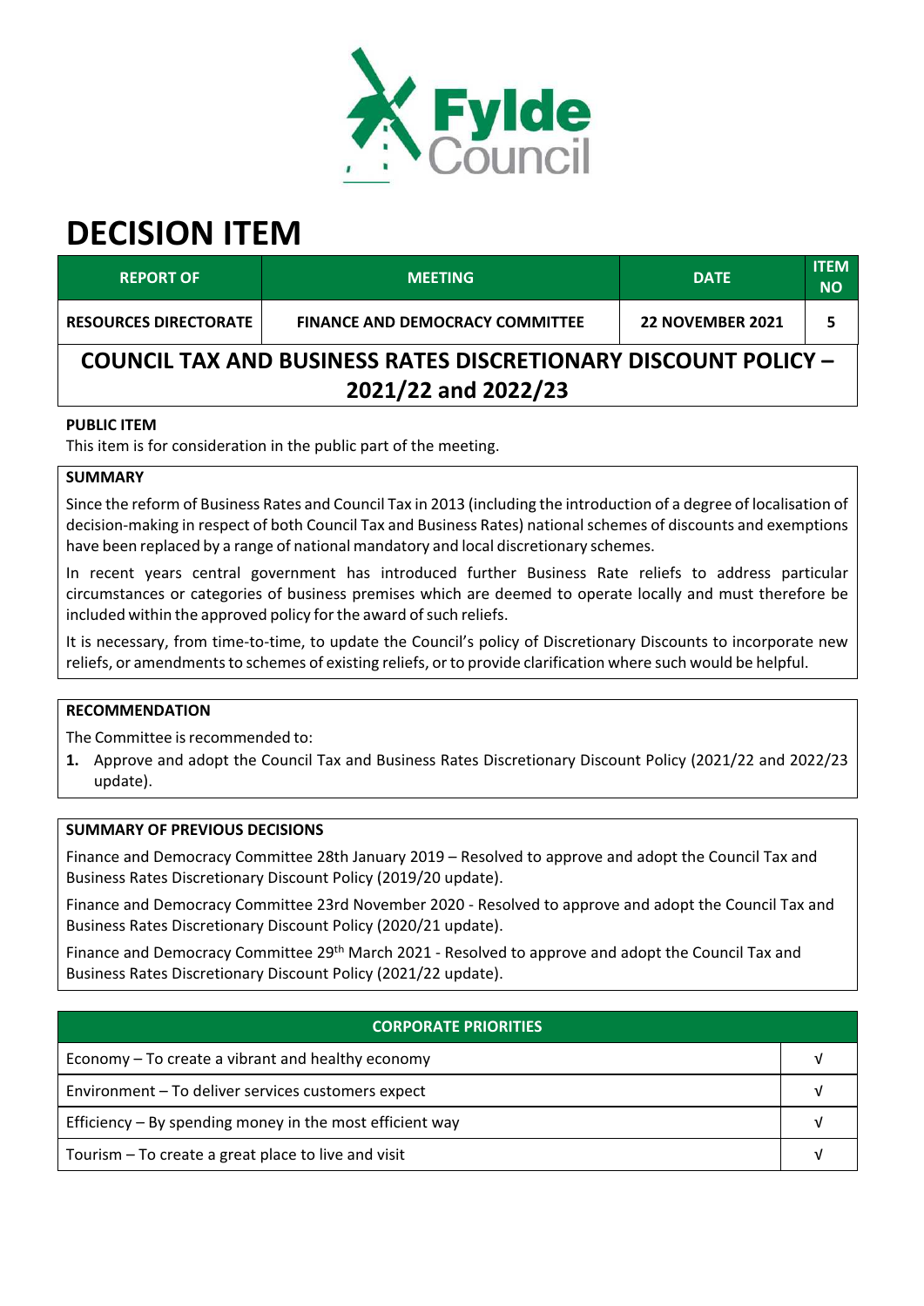# DECISION ITEM

| REPORT OF | MEETING | DATE | ITEM NO |
|---|---|---|---|
| RESOURCES DIRECTORATE | FINANCE AND DEMOCRACY COMMITTEE | 22 NOVEMBER 2021 | 5 |

## COUNCIL TAX AND BUSINESS RATES DISCRETIONARY DISCOUNT POLICY – 2021/22 and 2022/23

**PUBLIC ITEM**

This item is for consideration in the public part of the meeting.

**SUMMARY**

Since the reform of Business Rates and Council Tax in 2013 (including the introduction of a degree of localisation of decision-making in respect of both Council Tax and Business Rates) national schemes of discounts and exemptions have been replaced by a range of national mandatory and local discretionary schemes.

In recent years central government has introduced further Business Rate reliefs to address particular circumstances or categories of business premises which are deemed to operate locally and must therefore be included within the approved policy for the award of such reliefs.

It is necessary, from time-to-time, to update the Council's policy of Discretionary Discounts to incorporate new reliefs, or amendments to schemes of existing reliefs, or to provide clarification where such would be helpful.

**RECOMMENDATION**

The Committee is recommended to:

1. Approve and adopt the Council Tax and Business Rates Discretionary Discount Policy (2021/22 and 2022/23 update).

**SUMMARY OF PREVIOUS DECISIONS**

Finance and Democracy Committee 28th January 2019 – Resolved to approve and adopt the Council Tax and Business Rates Discretionary Discount Policy (2019/20 update).

Finance and Democracy Committee 23rd November 2020 - Resolved to approve and adopt the Council Tax and Business Rates Discretionary Discount Policy (2020/21 update).

Finance and Democracy Committee 29th March 2021 - Resolved to approve and adopt the Council Tax and Business Rates Discretionary Discount Policy (2021/22 update).

| CORPORATE PRIORITIES | |
|---|---|
| Economy – To create a vibrant and healthy economy | √ |
| Environment – To deliver services customers expect | √ |
| Efficiency – By spending money in the most efficient way | √ |
| Tourism – To create a great place to live and visit | √ |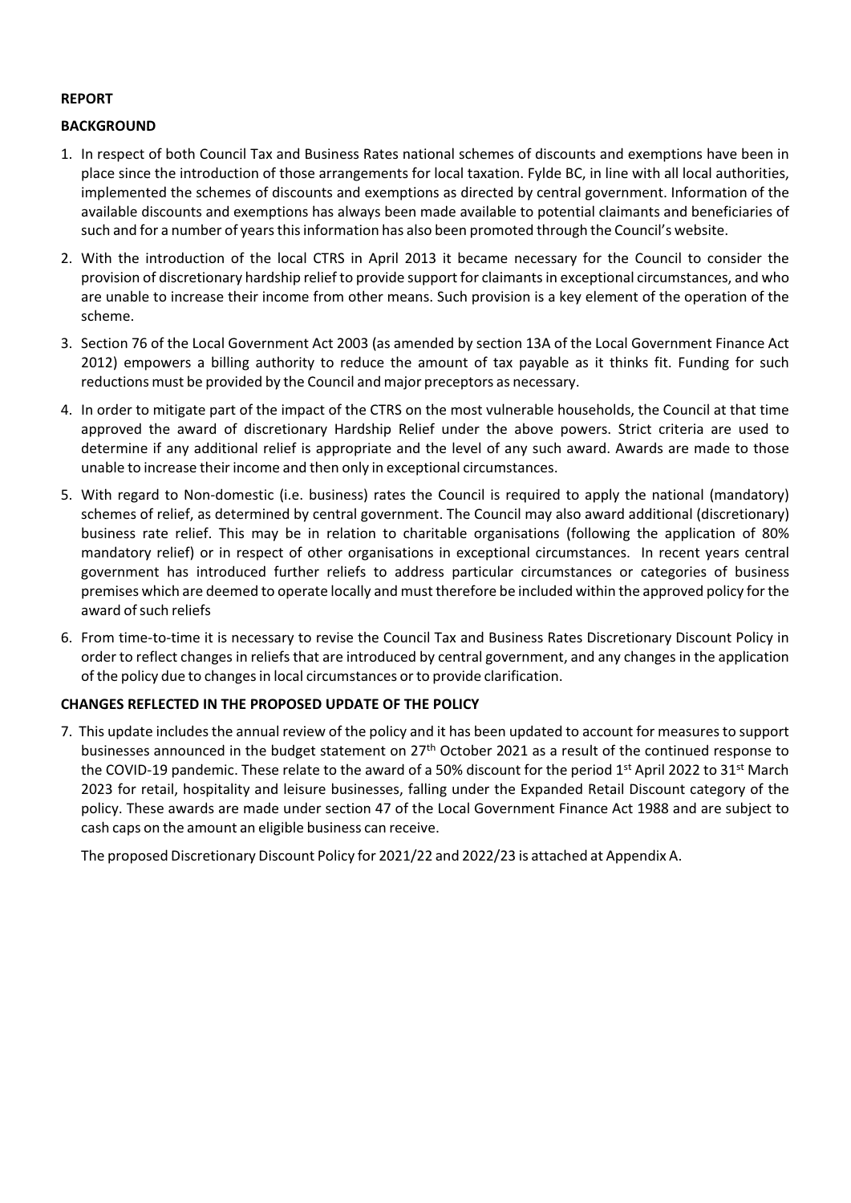**REPORT**

**BACKGROUND**

1. In respect of both Council Tax and Business Rates national schemes of discounts and exemptions have been in place since the introduction of those arrangements for local taxation. Fylde BC, in line with all local authorities, implemented the schemes of discounts and exemptions as directed by central government. Information of the available discounts and exemptions has always been made available to potential claimants and beneficiaries of such and for a number of years this information has also been promoted through the Council's website.

2. With the introduction of the local CTRS in April 2013 it became necessary for the Council to consider the provision of discretionary hardship relief to provide support for claimants in exceptional circumstances, and who are unable to increase their income from other means. Such provision is a key element of the operation of the scheme.

3. Section 76 of the Local Government Act 2003 (as amended by section 13A of the Local Government Finance Act 2012) empowers a billing authority to reduce the amount of tax payable as it thinks fit. Funding for such reductions must be provided by the Council and major preceptors as necessary.

4. In order to mitigate part of the impact of the CTRS on the most vulnerable households, the Council at that time approved the award of discretionary Hardship Relief under the above powers. Strict criteria are used to determine if any additional relief is appropriate and the level of any such award. Awards are made to those unable to increase their income and then only in exceptional circumstances.

5. With regard to Non-domestic (i.e. business) rates the Council is required to apply the national (mandatory) schemes of relief, as determined by central government. The Council may also award additional (discretionary) business rate relief. This may be in relation to charitable organisations (following the application of 80% mandatory relief) or in respect of other organisations in exceptional circumstances. In recent years central government has introduced further reliefs to address particular circumstances or categories of business premises which are deemed to operate locally and must therefore be included within the approved policy for the award of such reliefs

6. From time-to-time it is necessary to revise the Council Tax and Business Rates Discretionary Discount Policy in order to reflect changes in reliefs that are introduced by central government, and any changes in the application of the policy due to changes in local circumstances or to provide clarification.

**CHANGES REFLECTED IN THE PROPOSED UPDATE OF THE POLICY**

7. This update includes the annual review of the policy and it has been updated to account for measures to support businesses announced in the budget statement on 27th October 2021 as a result of the continued response to the COVID-19 pandemic. These relate to the award of a 50% discount for the period 1st April 2022 to 31st March 2023 for retail, hospitality and leisure businesses, falling under the Expanded Retail Discount category of the policy. These awards are made under section 47 of the Local Government Finance Act 1988 and are subject to cash caps on the amount an eligible business can receive.

   The proposed Discretionary Discount Policy for 2021/22 and 2022/23 is attached at Appendix A.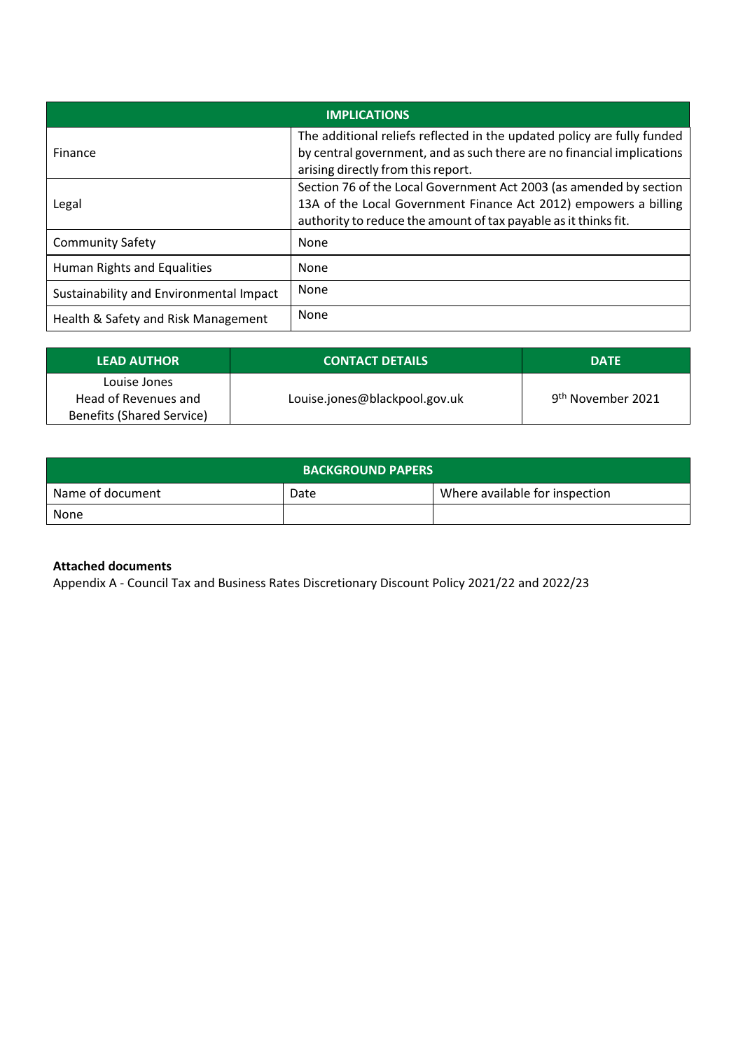| IMPLICATIONS | |
|---|---|
| Finance | The additional reliefs reflected in the updated policy are fully funded by central government, and as such there are no financial implications arising directly from this report. |
| Legal | Section 76 of the Local Government Act 2003 (as amended by section 13A of the Local Government Finance Act 2012) empowers a billing authority to reduce the amount of tax payable as it thinks fit. |
| Community Safety | None |
| Human Rights and Equalities | None |
| Sustainability and Environmental Impact | None |
| Health & Safety and Risk Management | None |

| LEAD AUTHOR | CONTACT DETAILS | DATE |
|---|---|---|
| Louise Jones<br>Head of Revenues and Benefits (Shared Service) | Louise.jones@blackpool.gov.uk | 9th November 2021 |

| BACKGROUND PAPERS | | |
|---|---|---|
| Name of document | Date | Where available for inspection |
| None | | |

**Attached documents**

Appendix A - Council Tax and Business Rates Discretionary Discount Policy 2021/22 and 2022/23